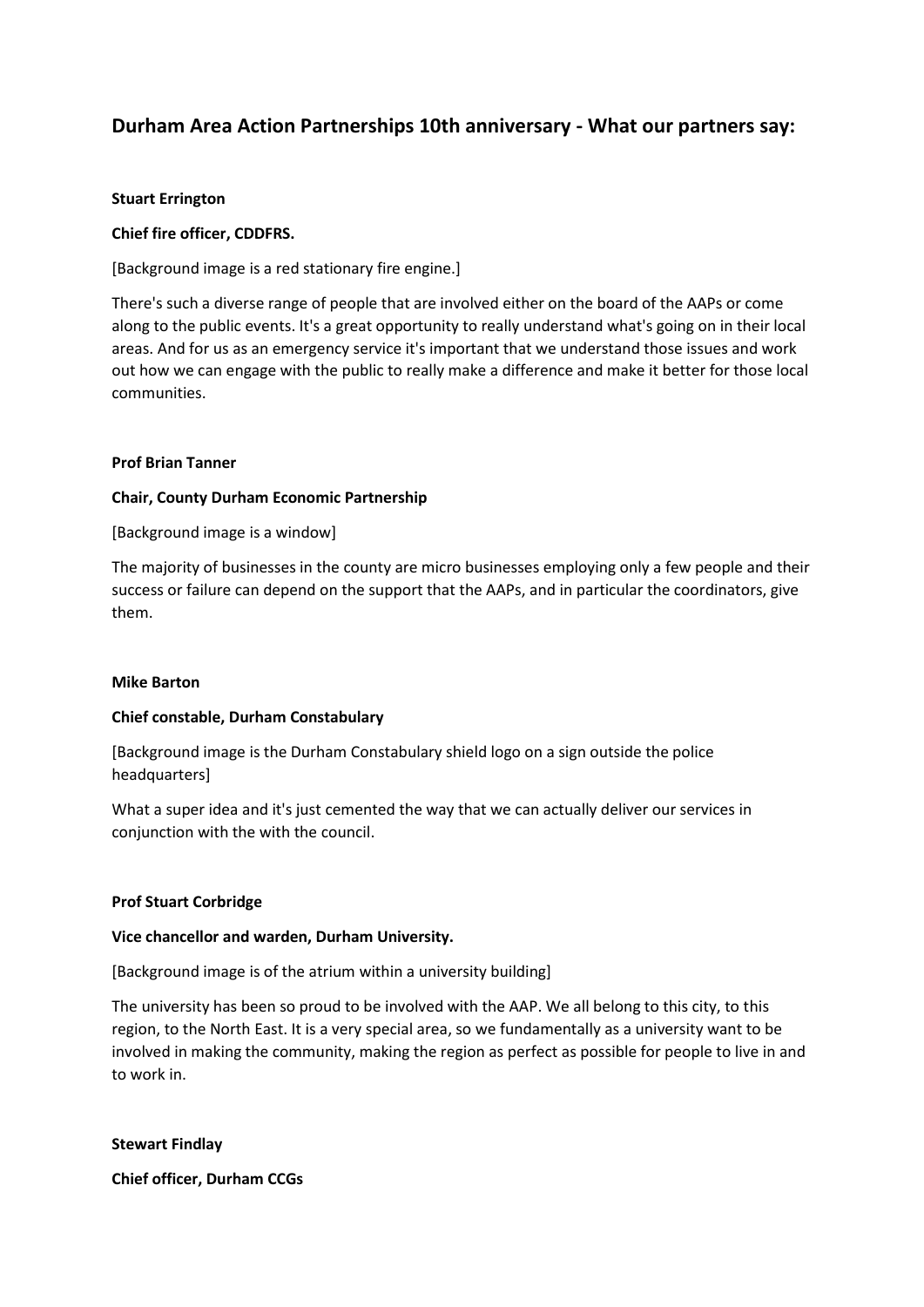# Durham Area Action Partnerships 10th anniversary - What our partners say:

**Stuart Errington**

**Chief fire officer, CDDFRS.**

[Background image is a red stationary fire engine.]

There's such a diverse range of people that are involved either on the board of the AAPs or come along to the public events. It's a great opportunity to really understand what's going on in their local areas. And for us as an emergency service it's important that we understand those issues and work out how we can engage with the public to really make a difference and make it better for those local communities.

**Prof Brian Tanner**

**Chair, County Durham Economic Partnership**

[Background image is a window]

The majority of businesses in the county are micro businesses employing only a few people and their success or failure can depend on the support that the AAPs, and in particular the coordinators, give them.

**Mike Barton**

**Chief constable, Durham Constabulary**

[Background image is the Durham Constabulary shield logo on a sign outside the police headquarters]

What a super idea and it's just cemented the way that we can actually deliver our services in conjunction with the with the council.

**Prof Stuart Corbridge**

**Vice chancellor and warden, Durham University.**

[Background image is of the atrium within a university building]

The university has been so proud to be involved with the AAP. We all belong to this city, to this region, to the North East. It is a very special area, so we fundamentally as a university want to be involved in making the community, making the region as perfect as possible for people to live in and to work in.

**Stewart Findlay**

**Chief officer, Durham CCGs**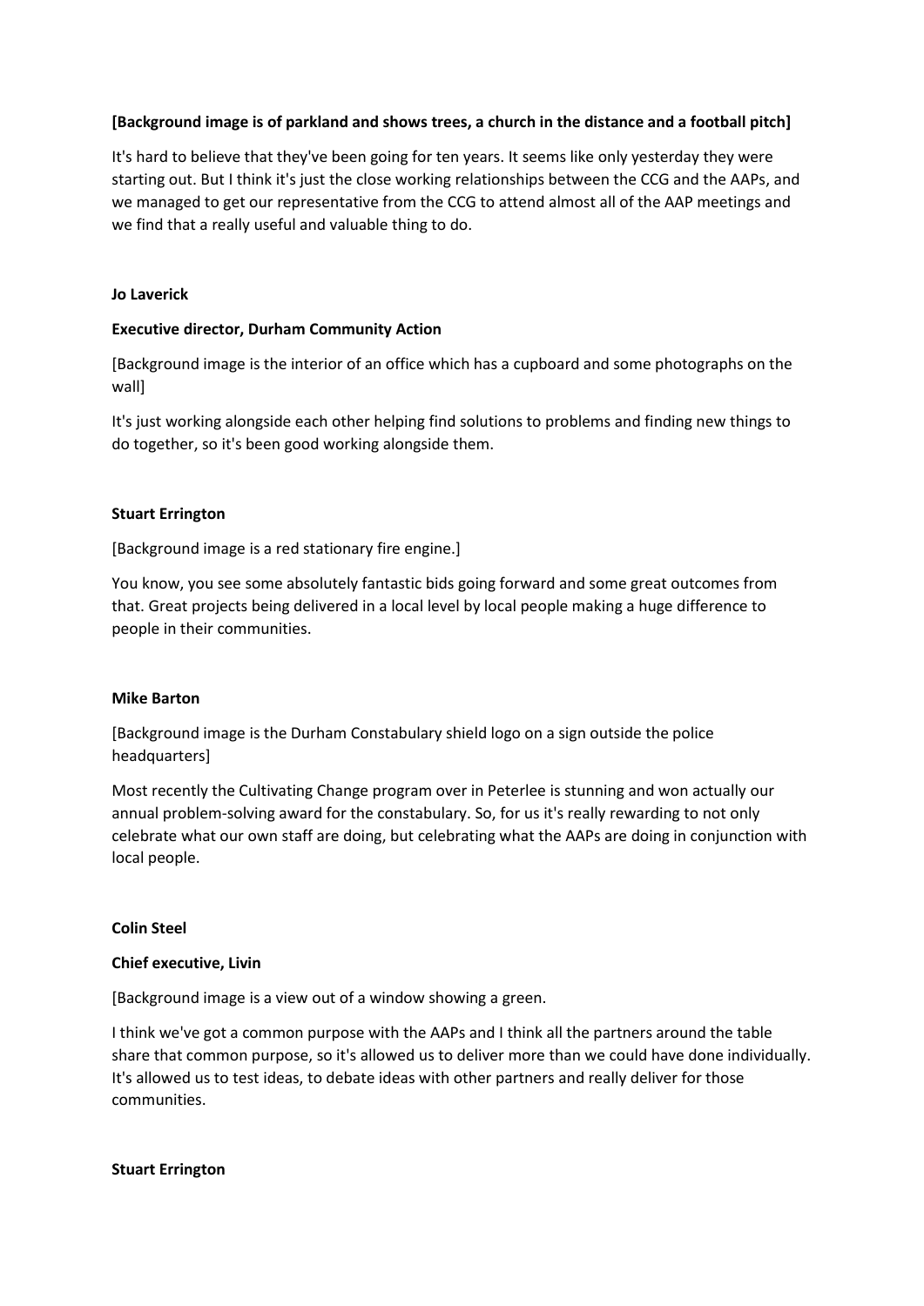**[Background image is of parkland and shows trees, a church in the distance and a football pitch]**

It's hard to believe that they've been going for ten years. It seems like only yesterday they were starting out. But I think it's just the close working relationships between the CCG and the AAPs, and we managed to get our representative from the CCG to attend almost all of the AAP meetings and we find that a really useful and valuable thing to do.

**Jo Laverick**

**Executive director, Durham Community Action**

[Background image is the interior of an office which has a cupboard and some photographs on the wall]

It's just working alongside each other helping find solutions to problems and finding new things to do together, so it's been good working alongside them.

**Stuart Errington**

[Background image is a red stationary fire engine.]

You know, you see some absolutely fantastic bids going forward and some great outcomes from that. Great projects being delivered in a local level by local people making a huge difference to people in their communities.

**Mike Barton**

[Background image is the Durham Constabulary shield logo on a sign outside the police headquarters]

Most recently the Cultivating Change program over in Peterlee is stunning and won actually our annual problem-solving award for the constabulary. So, for us it's really rewarding to not only celebrate what our own staff are doing, but celebrating what the AAPs are doing in conjunction with local people.

**Colin Steel**

**Chief executive, Livin**

[Background image is a view out of a window showing a green.

I think we've got a common purpose with the AAPs and I think all the partners around the table share that common purpose, so it's allowed us to deliver more than we could have done individually. It's allowed us to test ideas, to debate ideas with other partners and really deliver for those communities.

**Stuart Errington**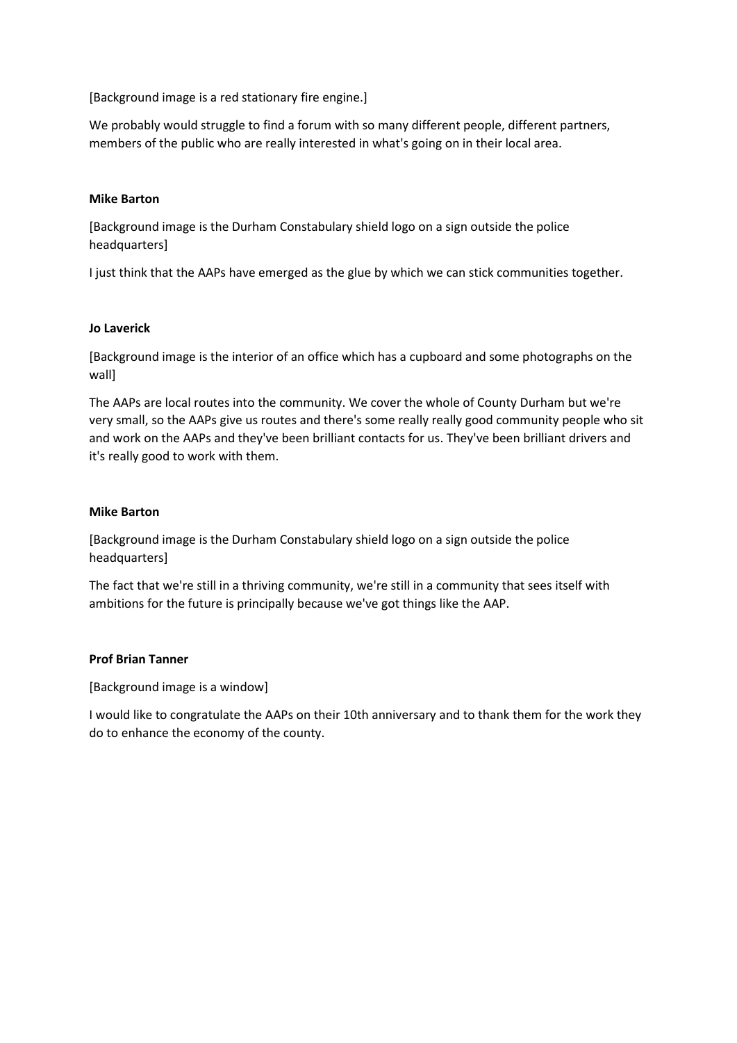[Background image is a red stationary fire engine.]

We probably would struggle to find a forum with so many different people, different partners, members of the public who are really interested in what's going on in their local area.

**Mike Barton**

[Background image is the Durham Constabulary shield logo on a sign outside the police headquarters]

I just think that the AAPs have emerged as the glue by which we can stick communities together.

**Jo Laverick**

[Background image is the interior of an office which has a cupboard and some photographs on the wall]

The AAPs are local routes into the community. We cover the whole of County Durham but we're very small, so the AAPs give us routes and there's some really really good community people who sit and work on the AAPs and they've been brilliant contacts for us. They've been brilliant drivers and it's really good to work with them.

**Mike Barton**

[Background image is the Durham Constabulary shield logo on a sign outside the police headquarters]

The fact that we're still in a thriving community, we're still in a community that sees itself with ambitions for the future is principally because we've got things like the AAP.

**Prof Brian Tanner**

[Background image is a window]

I would like to congratulate the AAPs on their 10th anniversary and to thank them for the work they do to enhance the economy of the county.